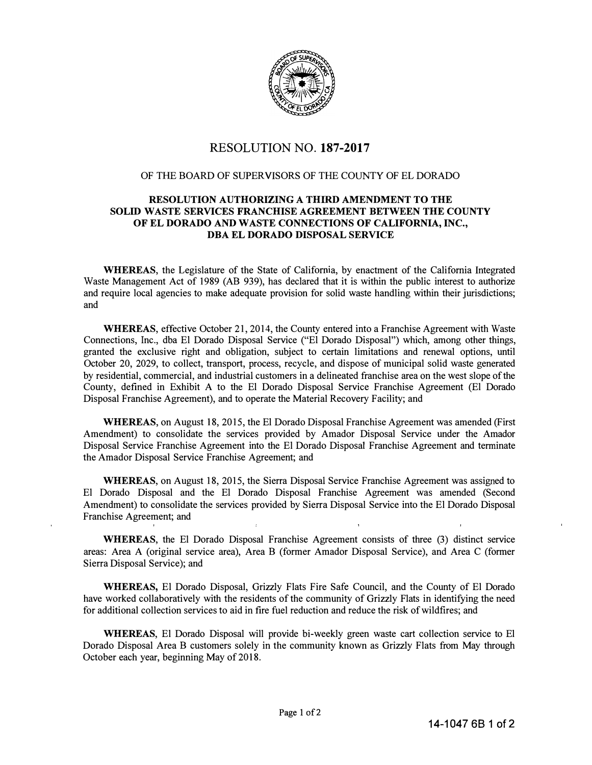# RESOLUTION NO. 187-2017

OF THE BOARD OF SUPERVISORS OF THE COUNTY OF EL DORADO

**RESOLUTION AUTHORIZING A THIRD AMENDMENT TO THE SOLID WASTE SERVICES FRANCHISE AGREEMENT BETWEEN THE COUNTY OF EL DORADO AND WASTE CONNECTIONS OF CALIFORNIA, INC., DBA EL DORADO DISPOSAL SERVICE**

**WHEREAS**, the Legislature of the State of California, by enactment of the California Integrated Waste Management Act of 1989 (AB 939), has declared that it is within the public interest to authorize and require local agencies to make adequate provision for solid waste handling within their jurisdictions; and

**WHEREAS**, effective October 21, 2014, the County entered into a Franchise Agreement with Waste Connections, Inc., dba El Dorado Disposal Service ("El Dorado Disposal") which, among other things, granted the exclusive right and obligation, subject to certain limitations and renewal options, until October 20, 2029, to collect, transport, process, recycle, and dispose of municipal solid waste generated by residential, commercial, and industrial customers in a delineated franchise area on the west slope of the County, defined in Exhibit A to the El Dorado Disposal Service Franchise Agreement (El Dorado Disposal Franchise Agreement), and to operate the Material Recovery Facility; and

**WHEREAS**, on August 18, 2015, the El Dorado Disposal Franchise Agreement was amended (First Amendment) to consolidate the services provided by Amador Disposal Service under the Amador Disposal Service Franchise Agreement into the El Dorado Disposal Franchise Agreement and terminate the Amador Disposal Service Franchise Agreement; and

**WHEREAS**, on August 18, 2015, the Sierra Disposal Service Franchise Agreement was assigned to El Dorado Disposal and the El Dorado Disposal Franchise Agreement was amended (Second Amendment) to consolidate the services provided by Sierra Disposal Service into the El Dorado Disposal Franchise Agreement; and

**WHEREAS**, the El Dorado Disposal Franchise Agreement consists of three (3) distinct service areas: Area A (original service area), Area B (former Amador Disposal Service), and Area C (former Sierra Disposal Service); and

**WHEREAS,** El Dorado Disposal, Grizzly Flats Fire Safe Council, and the County of El Dorado have worked collaboratively with the residents of the community of Grizzly Flats in identifying the need for additional collection services to aid in fire fuel reduction and reduce the risk of wildfires; and

**WHEREAS**, El Dorado Disposal will provide bi-weekly green waste cart collection service to El Dorado Disposal Area B customers solely in the community known as Grizzly Flats from May through October each year, beginning May of 2018.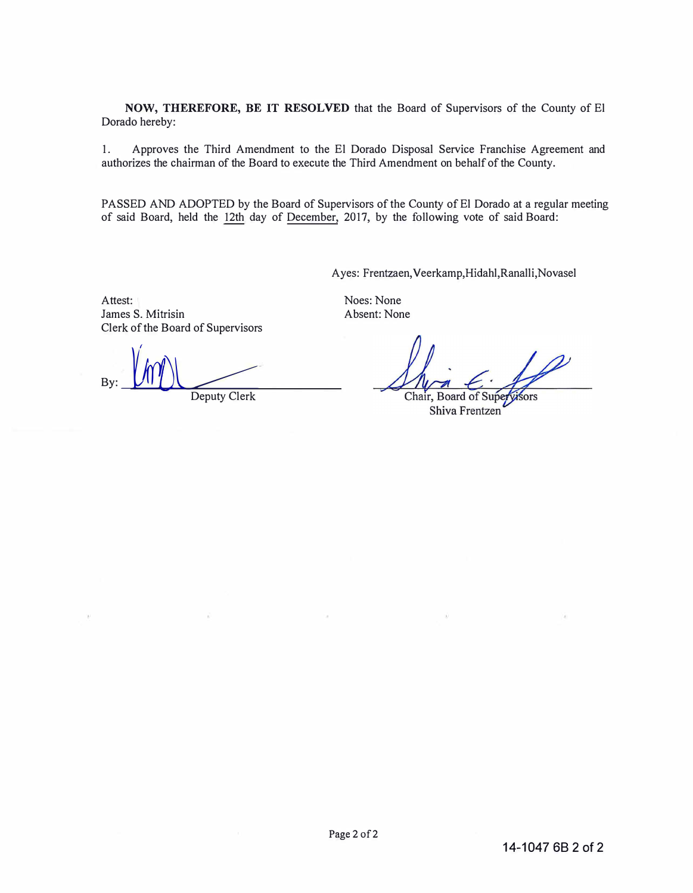**NOW, THEREFORE, BE IT RESOLVED** that the Board of Supervisors of the County of El Dorado hereby:

1. Approves the Third Amendment to the El Dorado Disposal Service Franchise Agreement and authorizes the chairman of the Board to execute the Third Amendment on behalf of the County.

PASSED AND ADOPTED by the Board of Supervisors of the County of El Dorado at a regular meeting of said Board, held the 12th day of December, 2017, by the following vote of said Board:

Ayes: Frentzaen,Veerkamp,Hidahl,Ranalli,Novasel

Noes: None
Absent: None

Attest:
James S. Mitrisin
Clerk of the Board of Supervisors

By: ______________________
Deputy Clerk

______________________
Chair, Board of Supervisors
Shiva Frentzen

14-1047 6B 2 of 2